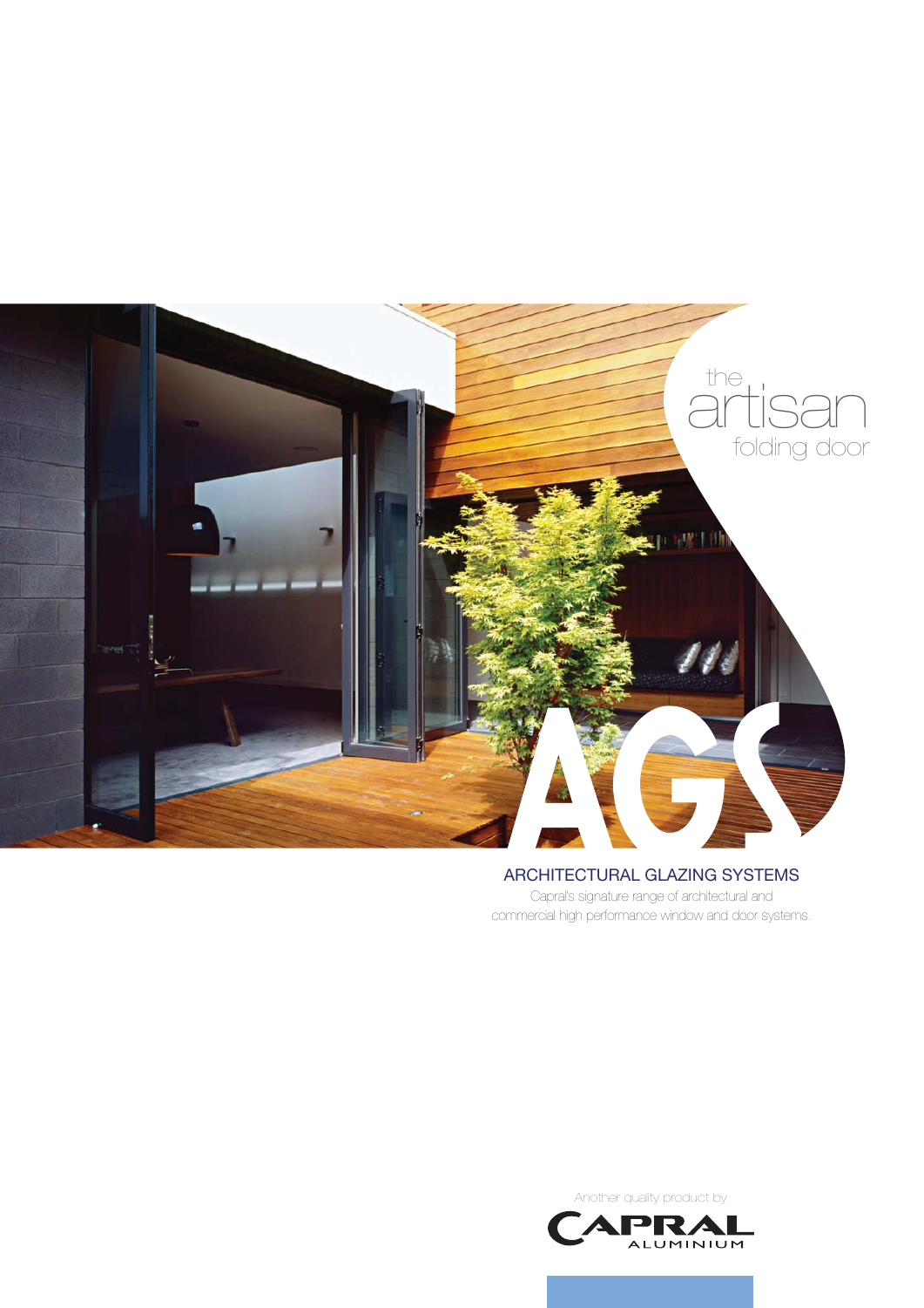# the artisan folding door

AGS

## ARCHITECTURAL GLAZING SYSTEMS

Capral's signature range of architectural and commercial high performance window and door systems.

Another quality product by

CAPRAL ALUMINIUM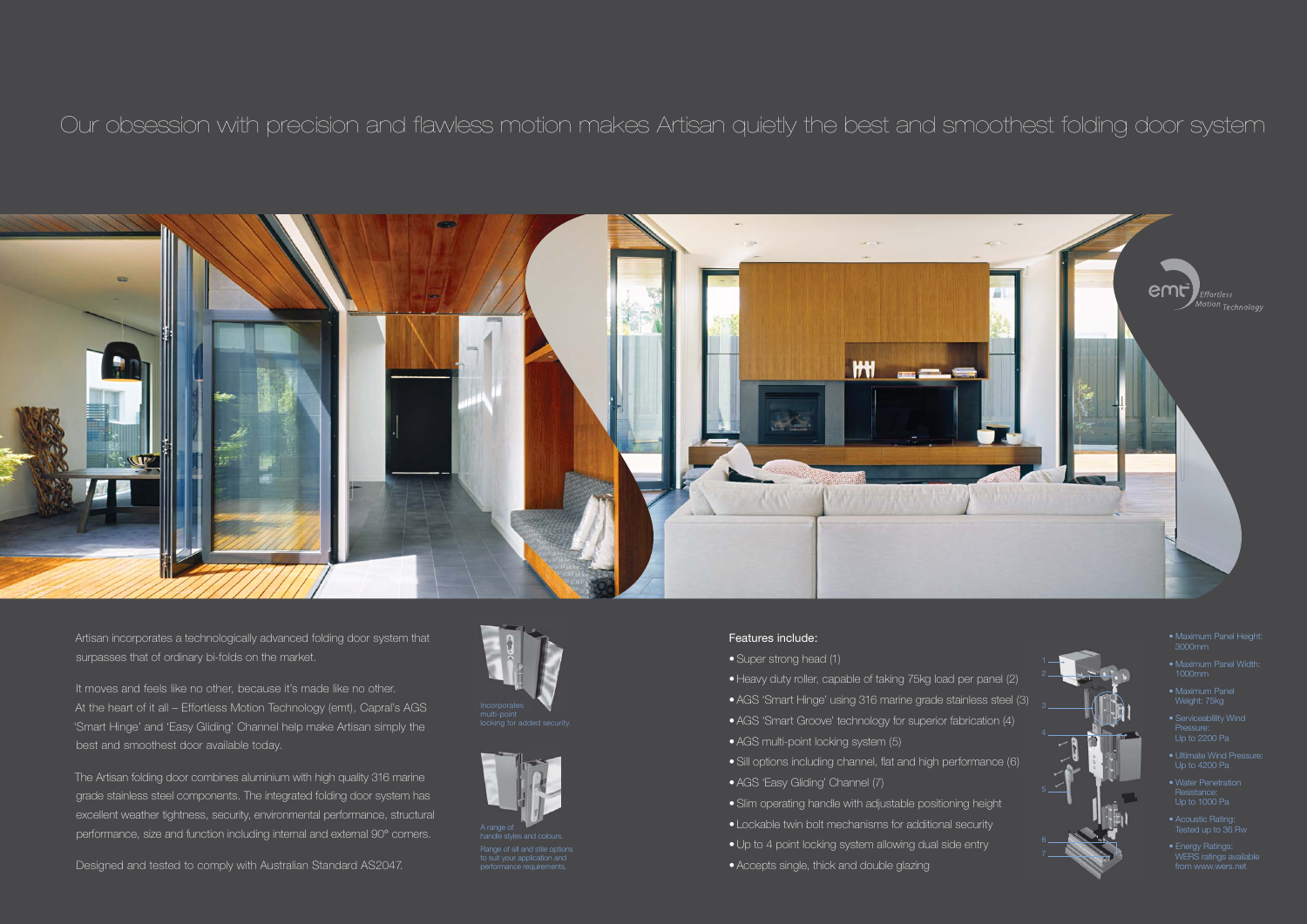# Our obsession with precision and flawless motion makes Artisan quietly the best and smoothest folding door system

emt™ Effortless Motion Technology

Artisan incorporates a technologically advanced folding door system that surpasses that of ordinary bi-folds on the market.

It moves and feels like no other, because it's made like no other. At the heart of it all – Effortless Motion Technology (emt), Capral's AGS 'Smart Hinge' and 'Easy Gliding' Channel help make Artisan simply the best and smoothest door available today.

The Artisan folding door combines aluminium with high quality 316 marine grade stainless steel components. The integrated folding door system has excellent weather tightness, security, environmental performance, structural performance, size and function including internal and external 90° corners.

Designed and tested to comply with Australian Standard AS2047.

Incorporates multi-point locking for added security.

A range of handle styles and colours.

Range of sill and stile options to suit your application and performance requirements.

Features include:

- Super strong head (1)
- Heavy duty roller, capable of taking 75kg load per panel (2)
- AGS 'Smart Hinge' using 316 marine grade stainless steel (3)
- AGS 'Smart Groove' technology for superior fabrication (4)
- AGS multi-point locking system (5)
- Sill options including channel, flat and high performance (6)
- AGS 'Easy Gliding' Channel (7)
- Slim operating handle with adjustable positioning height
- Lockable twin bolt mechanisms for additional security
- Up to 4 point locking system allowing dual side entry
- Accepts single, thick and double glazing

- Maximum Panel Height: 3000mm
- Maximum Panel Width: 1000mm
- Maximum Panel Weight: 75kg
- Serviceability Wind Pressure: Up to 2200 Pa
- Ultimate Wind Pressure: Up to 4200 Pa
- Water Penetration Resistance: Up to 1000 Pa
- Acoustic Rating: Tested up to 36 Rw
- Energy Ratings: WERS ratings available from www.wers.net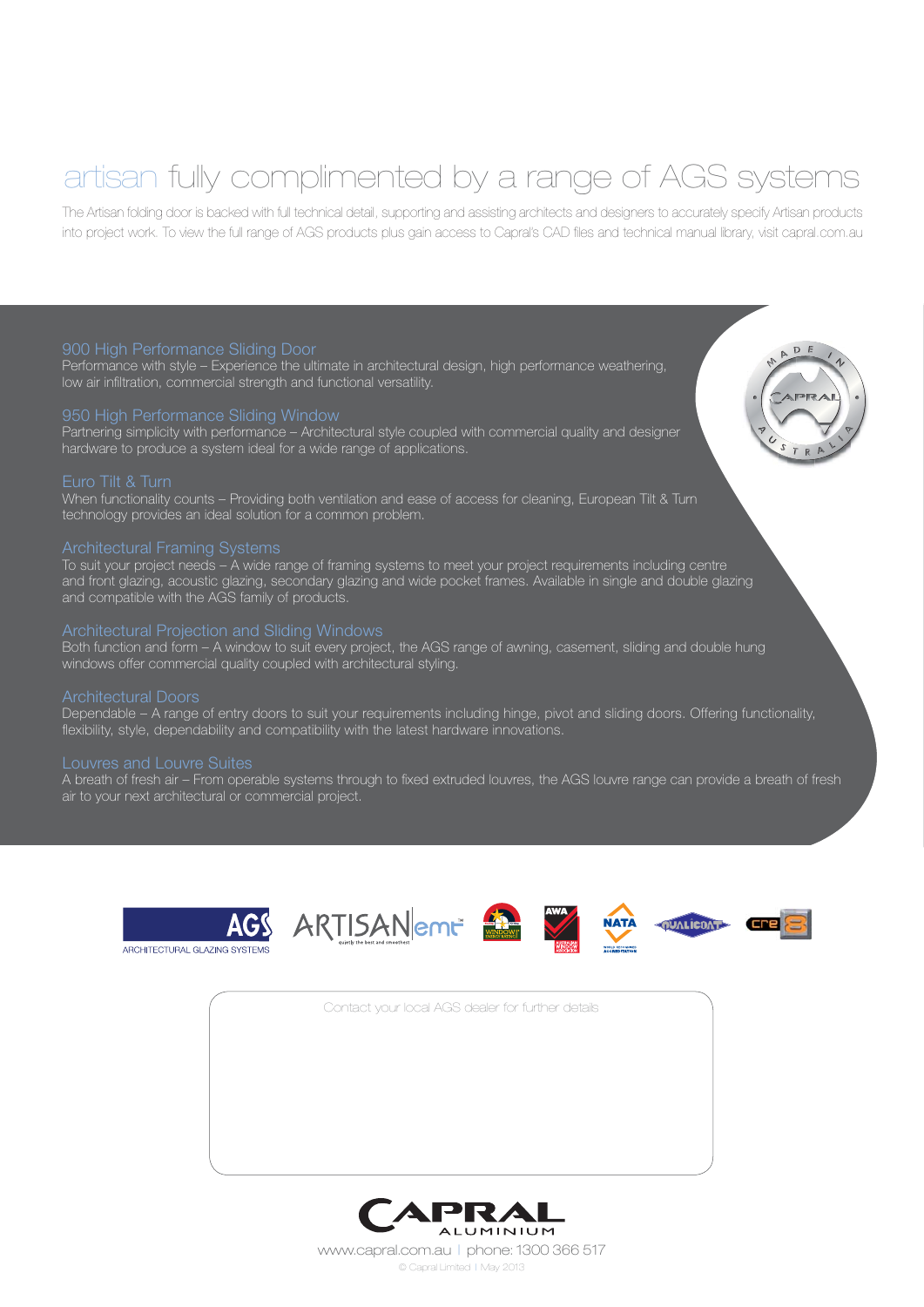# artisan fully complimented by a range of AGS systems

The Artisan folding door is backed with full technical detail, supporting and assisting architects and designers to accurately specify Artisan products into project work. To view the full range of AGS products plus gain access to Capral's CAD files and technical manual library, visit capral.com.au

### 900 High Performance Sliding Door

Performance with style – Experience the ultimate in architectural design, high performance weathering, low air infiltration, commercial strength and functional versatility.

### 950 High Performance Sliding Window

Partnering simplicity with performance – Architectural style coupled with commercial quality and designer hardware to produce a system ideal for a wide range of applications.

### Euro Tilt & Turn

When functionality counts – Providing both ventilation and ease of access for cleaning, European Tilt & Turn technology provides an ideal solution for a common problem.

### Architectural Framing Systems

To suit your project needs – A wide range of framing systems to meet your project requirements including centre and front glazing, acoustic glazing, secondary glazing and wide pocket frames. Available in single and double glazing and compatible with the AGS family of products.

### Architectural Projection and Sliding Windows

Both function and form – A window to suit every project, the AGS range of awning, casement, sliding and double hung windows offer commercial quality coupled with architectural styling.

### Architectural Doors

Dependable – A range of entry doors to suit your requirements including hinge, pivot and sliding doors. Offering functionality, flexibility, style, dependability and compatibility with the latest hardware innovations.

### Louvres and Louvre Suites

A breath of fresh air – From operable systems through to fixed extruded louvres, the AGS louvre range can provide a breath of fresh air to your next architectural or commercial project.

Contact your local AGS dealer for further details

www.capral.com.au | phone: 1300 366 517

© Capral Limited | May 2013